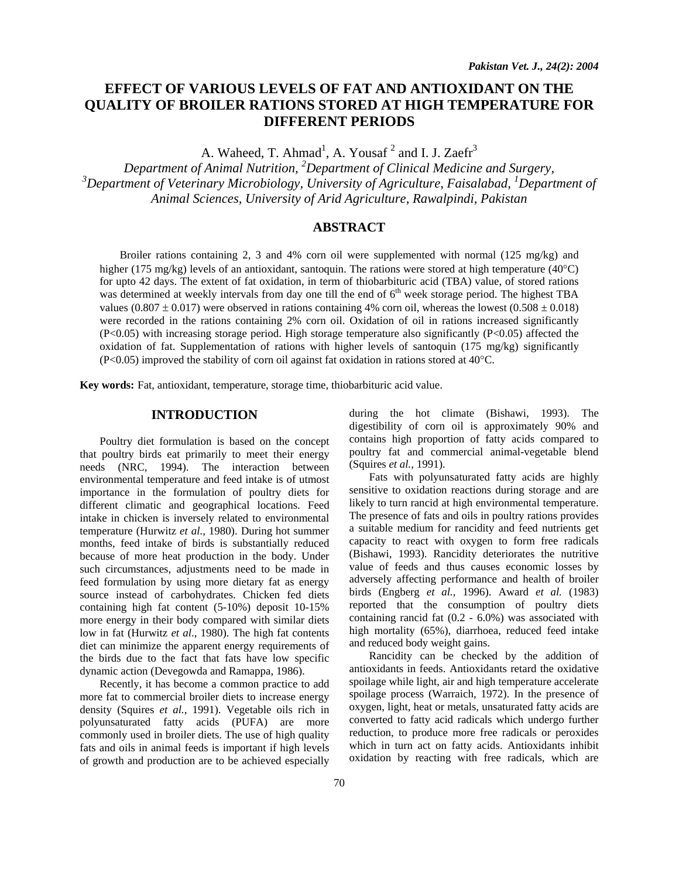# EFFECT OF VARIOUS LEVELS OF FAT AND ANTIOXIDANT ON THE QUALITY OF BROILER RATIONS STORED AT HIGH TEMPERATURE FOR DIFFERENT PERIODS

A. Waheed, T. Ahmad[1], A. Yousaf [2] and I. J. Zaefr[3]

*Department of Animal Nutrition, [2]Department of Clinical Medicine and Surgery, [3]Department of Veterinary Microbiology, University of Agriculture, Faisalabad, [1]Department of Animal Sciences, University of Arid Agriculture, Rawalpindi, Pakistan*

## ABSTRACT

Broiler rations containing 2, 3 and 4% corn oil were supplemented with normal (125 mg/kg) and higher (175 mg/kg) levels of an antioxidant, santoquin. The rations were stored at high temperature (40°C) for upto 42 days. The extent of fat oxidation, in term of thiobarbituric acid (TBA) value, of stored rations was determined at weekly intervals from day one till the end of 6th week storage period. The highest TBA values ($0.807 \pm 0.017$) were observed in rations containing 4% corn oil, whereas the lowest ($0.508 \pm 0.018$) were recorded in the rations containing 2% corn oil. Oxidation of oil in rations increased significantly ($P<0.05$) with increasing storage period. High storage temperature also significantly ($P<0.05$) affected the oxidation of fat. Supplementation of rations with higher levels of santoquin (175 mg/kg) significantly ($P<0.05$) improved the stability of corn oil against fat oxidation in rations stored at 40°C.

**Key words:** Fat, antioxidant, temperature, storage time, thiobarbituric acid value.

## INTRODUCTION

Poultry diet formulation is based on the concept that poultry birds eat primarily to meet their energy needs (NRC, 1994). The interaction between environmental temperature and feed intake is of utmost importance in the formulation of poultry diets for different climatic and geographical locations. Feed intake in chicken is inversely related to environmental temperature (Hurwitz *et al*., 1980). During hot summer months, feed intake of birds is substantially reduced because of more heat production in the body. Under such circumstances, adjustments need to be made in feed formulation by using more dietary fat as energy source instead of carbohydrates. Chicken fed diets containing high fat content (5-10%) deposit 10-15% more energy in their body compared with similar diets low in fat (Hurwitz *et al*., 1980). The high fat contents diet can minimize the apparent energy requirements of the birds due to the fact that fats have low specific dynamic action (Devegowda and Ramappa, 1986).

Recently, it has become a common practice to add more fat to commercial broiler diets to increase energy density (Squires *et al.*, 1991). Vegetable oils rich in polyunsaturated fatty acids (PUFA) are more commonly used in broiler diets. The use of high quality fats and oils in animal feeds is important if high levels of growth and production are to be achieved especially during the hot climate (Bishawi, 1993). The digestibility of corn oil is approximately 90% and contains high proportion of fatty acids compared to poultry fat and commercial animal-vegetable blend (Squires *et al.*, 1991).

Fats with polyunsaturated fatty acids are highly sensitive to oxidation reactions during storage and are likely to turn rancid at high environmental temperature. The presence of fats and oils in poultry rations provides a suitable medium for rancidity and feed nutrients get capacity to react with oxygen to form free radicals (Bishawi, 1993). Rancidity deteriorates the nutritive value of feeds and thus causes economic losses by adversely affecting performance and health of broiler birds (Engberg *et al.*, 1996). Award *et al.* (1983) reported that the consumption of poultry diets containing rancid fat (0.2 - 6.0%) was associated with high mortality (65%), diarrhoea, reduced feed intake and reduced body weight gains.

Rancidity can be checked by the addition of antioxidants in feeds. Antioxidants retard the oxidative spoilage while light, air and high temperature accelerate spoilage process (Warraich, 1972). In the presence of oxygen, light, heat or metals, unsaturated fatty acids are converted to fatty acid radicals which undergo further reduction, to produce more free radicals or peroxides which in turn act on fatty acids. Antioxidants inhibit oxidation by reacting with free radicals, which are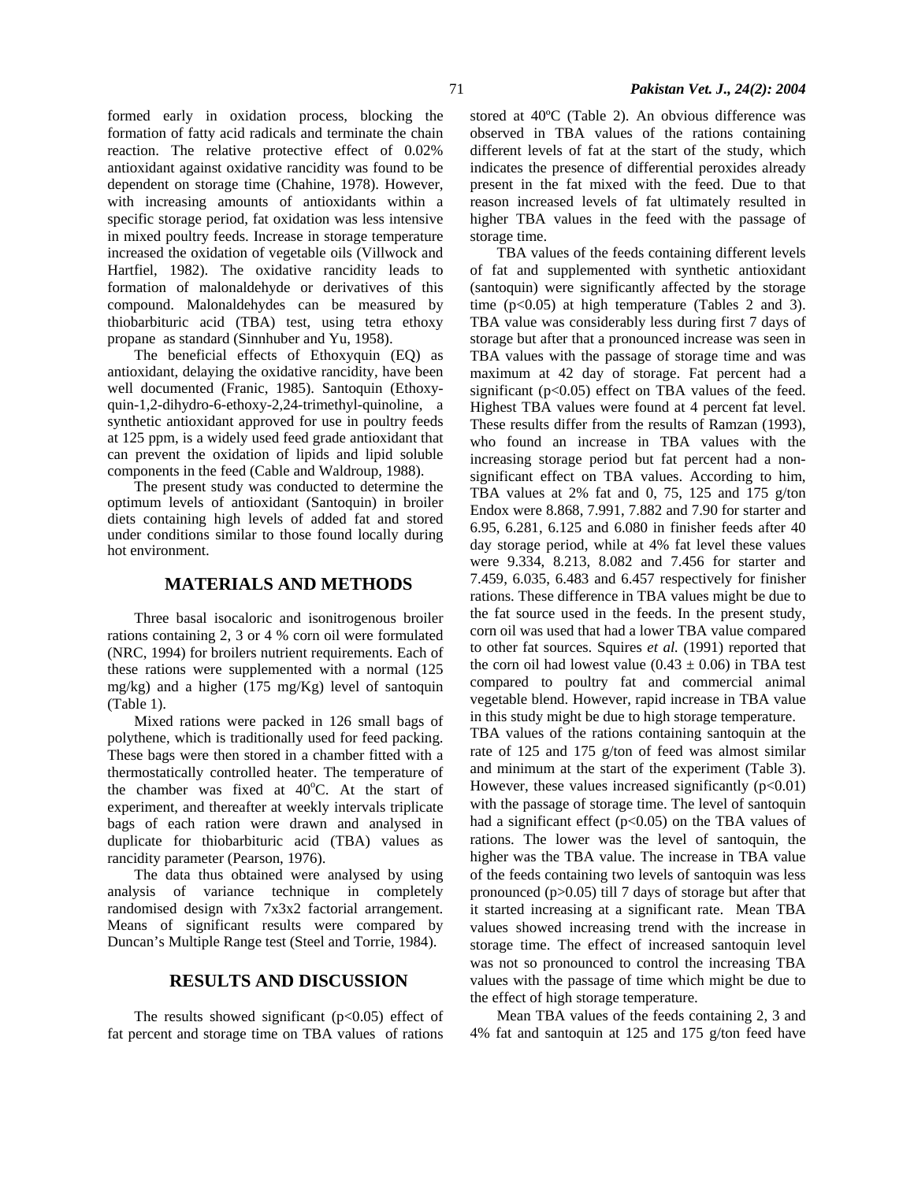formed early in oxidation process, blocking the formation of fatty acid radicals and terminate the chain reaction. The relative protective effect of 0.02% antioxidant against oxidative rancidity was found to be dependent on storage time (Chahine, 1978). However, with increasing amounts of antioxidants within a specific storage period, fat oxidation was less intensive in mixed poultry feeds. Increase in storage temperature increased the oxidation of vegetable oils (Villwock and Hartfiel, 1982). The oxidative rancidity leads to formation of malonaldehyde or derivatives of this compound. Malonaldehydes can be measured by thiobarbituric acid (TBA) test, using tetra ethoxy propane as standard (Sinnhuber and Yu, 1958).

The beneficial effects of Ethoxyquin (EQ) as antioxidant, delaying the oxidative rancidity, have been well documented (Franic, 1985). Santoquin (Ethoxy-quin-1,2-dihydro-6-ethoxy-2,24-trimethyl-quinoline, a synthetic antioxidant approved for use in poultry feeds at 125 ppm, is a widely used feed grade antioxidant that can prevent the oxidation of lipids and lipid soluble components in the feed (Cable and Waldroup, 1988).

The present study was conducted to determine the optimum levels of antioxidant (Santoquin) in broiler diets containing high levels of added fat and stored under conditions similar to those found locally during hot environment.

## MATERIALS AND METHODS

Three basal isocaloric and isonitrogenous broiler rations containing 2, 3 or 4 % corn oil were formulated (NRC, 1994) for broilers nutrient requirements. Each of these rations were supplemented with a normal (125 mg/kg) and a higher (175 mg/Kg) level of santoquin (Table 1).

Mixed rations were packed in 126 small bags of polythene, which is traditionally used for feed packing. These bags were then stored in a chamber fitted with a thermostatically controlled heater. The temperature of the chamber was fixed at 40$^{o}$C. At the start of experiment, and thereafter at weekly intervals triplicate bags of each ration were drawn and analysed in duplicate for thiobarbituric acid (TBA) values as rancidity parameter (Pearson, 1976).

The data thus obtained were analysed by using analysis of variance technique in completely randomised design with 7x3x2 factorial arrangement. Means of significant results were compared by Duncan's Multiple Range test (Steel and Torrie, 1984).

## RESULTS AND DISCUSSION

The results showed significant ($p<0.05$) effect of fat percent and storage time on TBA values of rations stored at 40$^{o}$C (Table 2). An obvious difference was observed in TBA values of the rations containing different levels of fat at the start of the study, which indicates the presence of differential peroxides already present in the fat mixed with the feed. Due to that reason increased levels of fat ultimately resulted in higher TBA values in the feed with the passage of storage time.

TBA values of the feeds containing different levels of fat and supplemented with synthetic antioxidant (santoquin) were significantly affected by the storage time ($p<0.05$) at high temperature (Tables 2 and 3). TBA value was considerably less during first 7 days of storage but after that a pronounced increase was seen in TBA values with the passage of storage time and was maximum at 42 day of storage. Fat percent had a significant ($p<0.05$) effect on TBA values of the feed. Highest TBA values were found at 4 percent fat level. These results differ from the results of Ramzan (1993), who found an increase in TBA values with the increasing storage period but fat percent had a non-significant effect on TBA values. According to him, TBA values at 2% fat and 0, 75, 125 and 175 g/ton Endox were 8.868, 7.991, 7.882 and 7.90 for starter and 6.95, 6.281, 6.125 and 6.080 in finisher feeds after 40 day storage period, while at 4% fat level these values were 9.334, 8.213, 8.082 and 7.456 for starter and 7.459, 6.035, 6.483 and 6.457 respectively for finisher rations. These difference in TBA values might be due to the fat source used in the feeds. In the present study, corn oil was used that had a lower TBA value compared to other fat sources. Squires *et al.* (1991) reported that the corn oil had lowest value ($0.43 \pm 0.06$) in TBA test compared to poultry fat and commercial animal vegetable blend. However, rapid increase in TBA value in this study might be due to high storage temperature.

TBA values of the rations containing santoquin at the rate of 125 and 175 g/ton of feed was almost similar and minimum at the start of the experiment (Table 3). However, these values increased significantly ($p<0.01$) with the passage of storage time. The level of santoquin had a significant effect ($p<0.05$) on the TBA values of rations. The lower was the level of santoquin, the higher was the TBA value. The increase in TBA value of the feeds containing two levels of santoquin was less pronounced ($p>0.05$) till 7 days of storage but after that it started increasing at a significant rate. Mean TBA values showed increasing trend with the increase in storage time. The effect of increased santoquin level was not so pronounced to control the increasing TBA values with the passage of time which might be due to the effect of high storage temperature.

Mean TBA values of the feeds containing 2, 3 and 4% fat and santoquin at 125 and 175 g/ton feed have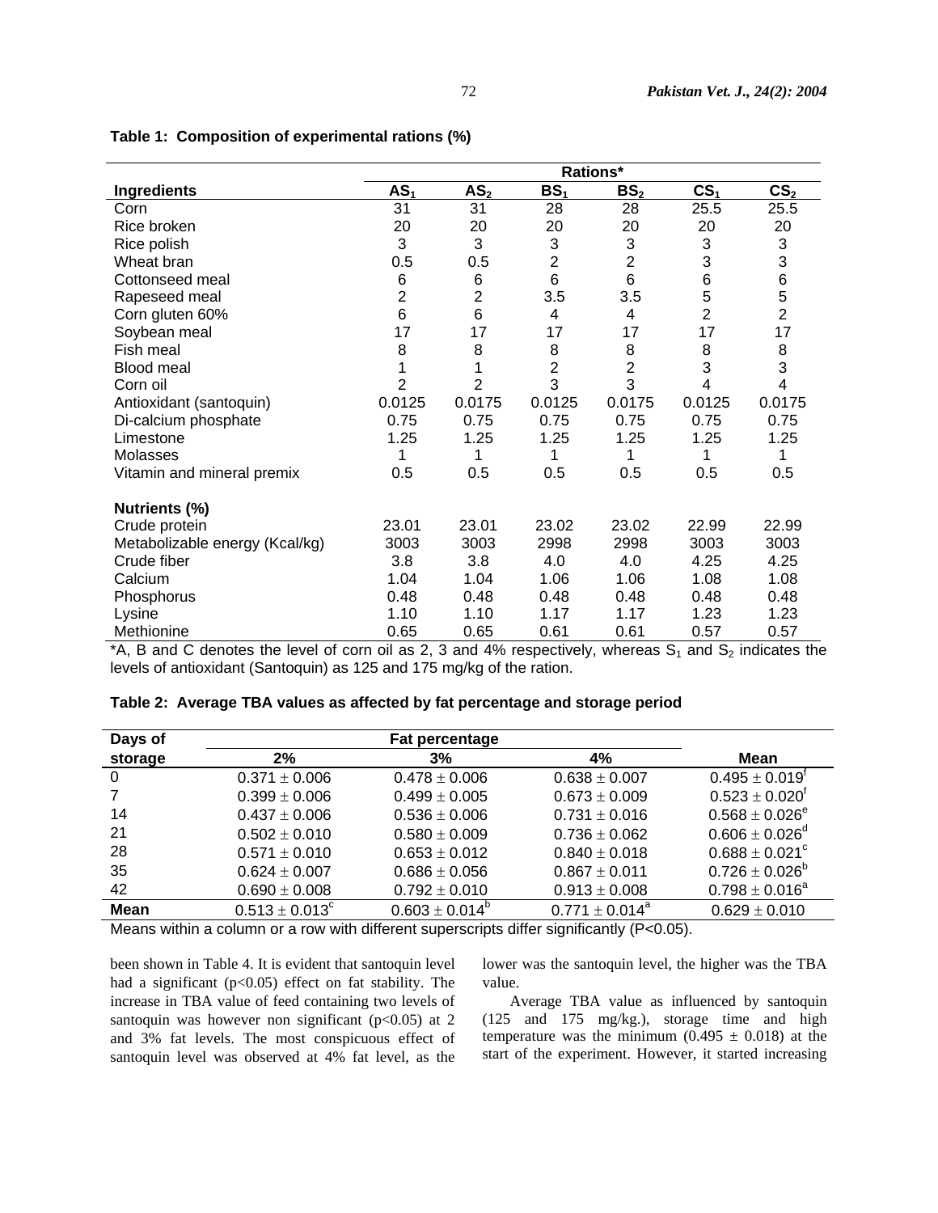**Table 1: Composition of experimental rations (%)**

| | Rations* | | | | | |
|---|---|---|---|---|---|---|
| **Ingredients** | **$AS_1$** | **$AS_2$** | **$BS_1$** | **$BS_2$** | **$CS_1$** | **$CS_2$** |
| Corn | 31 | 31 | 28 | 28 | 25.5 | 25.5 |
| Rice broken | 20 | 20 | 20 | 20 | 20 | 20 |
| Rice polish | 3 | 3 | 3 | 3 | 3 | 3 |
| Wheat bran | 0.5 | 0.5 | 2 | 2 | 3 | 3 |
| Cottonseed meal | 6 | 6 | 6 | 6 | 6 | 6 |
| Rapeseed meal | 2 | 2 | 3.5 | 3.5 | 5 | 5 |
| Corn gluten 60% | 6 | 6 | 4 | 4 | 2 | 2 |
| Soybean meal | 17 | 17 | 17 | 17 | 17 | 17 |
| Fish meal | 8 | 8 | 8 | 8 | 8 | 8 |
| Blood meal | 1 | 1 | 2 | 2 | 3 | 3 |
| Corn oil | 2 | 2 | 3 | 3 | 4 | 4 |
| Antioxidant (santoquin) | 0.0125 | 0.0175 | 0.0125 | 0.0175 | 0.0125 | 0.0175 |
| Di-calcium phosphate | 0.75 | 0.75 | 0.75 | 0.75 | 0.75 | 0.75 |
| Limestone | 1.25 | 1.25 | 1.25 | 1.25 | 1.25 | 1.25 |
| Molasses | 1 | 1 | 1 | 1 | 1 | 1 |
| Vitamin and mineral premix | 0.5 | 0.5 | 0.5 | 0.5 | 0.5 | 0.5 |
| **Nutrients (%)** | | | | | | |
| Crude protein | 23.01 | 23.01 | 23.02 | 23.02 | 22.99 | 22.99 |
| Metabolizable energy (Kcal/kg) | 3003 | 3003 | 2998 | 2998 | 3003 | 3003 |
| Crude fiber | 3.8 | 3.8 | 4.0 | 4.0 | 4.25 | 4.25 |
| Calcium | 1.04 | 1.04 | 1.06 | 1.06 | 1.08 | 1.08 |
| Phosphorus | 0.48 | 0.48 | 0.48 | 0.48 | 0.48 | 0.48 |
| Lysine | 1.10 | 1.10 | 1.17 | 1.17 | 1.23 | 1.23 |
| Methionine | 0.65 | 0.65 | 0.61 | 0.61 | 0.57 | 0.57 |

*A, B and C denotes the level of corn oil as 2, 3 and 4% respectively, whereas $S_1$ and $S_2$ indicates the levels of antioxidant (Santoquin) as 125 and 175 mg/kg of the ration.

**Table 2: Average TBA values as affected by fat percentage and storage period**

| Days of storage | Fat percentage | | | Mean |
|---|---|---|---|---|
| | **2%** | **3%** | **4%** | |
| 0 | $0.371 \pm 0.006$ | $0.478 \pm 0.006$ | $0.638 \pm 0.007$ | $0.495 \pm 0.019^{f}$ |
| 7 | $0.399 \pm 0.006$ | $0.499 \pm 0.005$ | $0.673 \pm 0.009$ | $0.523 \pm 0.020^{f}$ |
| 14 | $0.437 \pm 0.006$ | $0.536 \pm 0.006$ | $0.731 \pm 0.016$ | $0.568 \pm 0.026^{e}$ |
| 21 | $0.502 \pm 0.010$ | $0.580 \pm 0.009$ | $0.736 \pm 0.062$ | $0.606 \pm 0.026^{d}$ |
| 28 | $0.571 \pm 0.010$ | $0.653 \pm 0.012$ | $0.840 \pm 0.018$ | $0.688 \pm 0.021^{c}$ |
| 35 | $0.624 \pm 0.007$ | $0.686 \pm 0.056$ | $0.867 \pm 0.011$ | $0.726 \pm 0.026^{b}$ |
| 42 | $0.690 \pm 0.008$ | $0.792 \pm 0.010$ | $0.913 \pm 0.008$ | $0.798 \pm 0.016^{a}$ |
| **Mean** | $0.513 \pm 0.013^{c}$ | $0.603 \pm 0.014^{b}$ | $0.771 \pm 0.014^{a}$ | $0.629 \pm 0.010$ |

Means within a column or a row with different superscripts differ significantly ($P<0.05$).

been shown in Table 4. It is evident that santoquin level had a significant ($p<0.05$) effect on fat stability. The increase in TBA value of feed containing two levels of santoquin was however non significant ($p<0.05$) at 2 and 3% fat levels. The most conspicuous effect of santoquin level was observed at 4% fat level, as the lower was the santoquin level, the higher was the TBA value.

Average TBA value as influenced by santoquin (125 and 175 mg/kg.), storage time and high temperature was the minimum ($0.495 \pm 0.018$) at the start of the experiment. However, it started increasing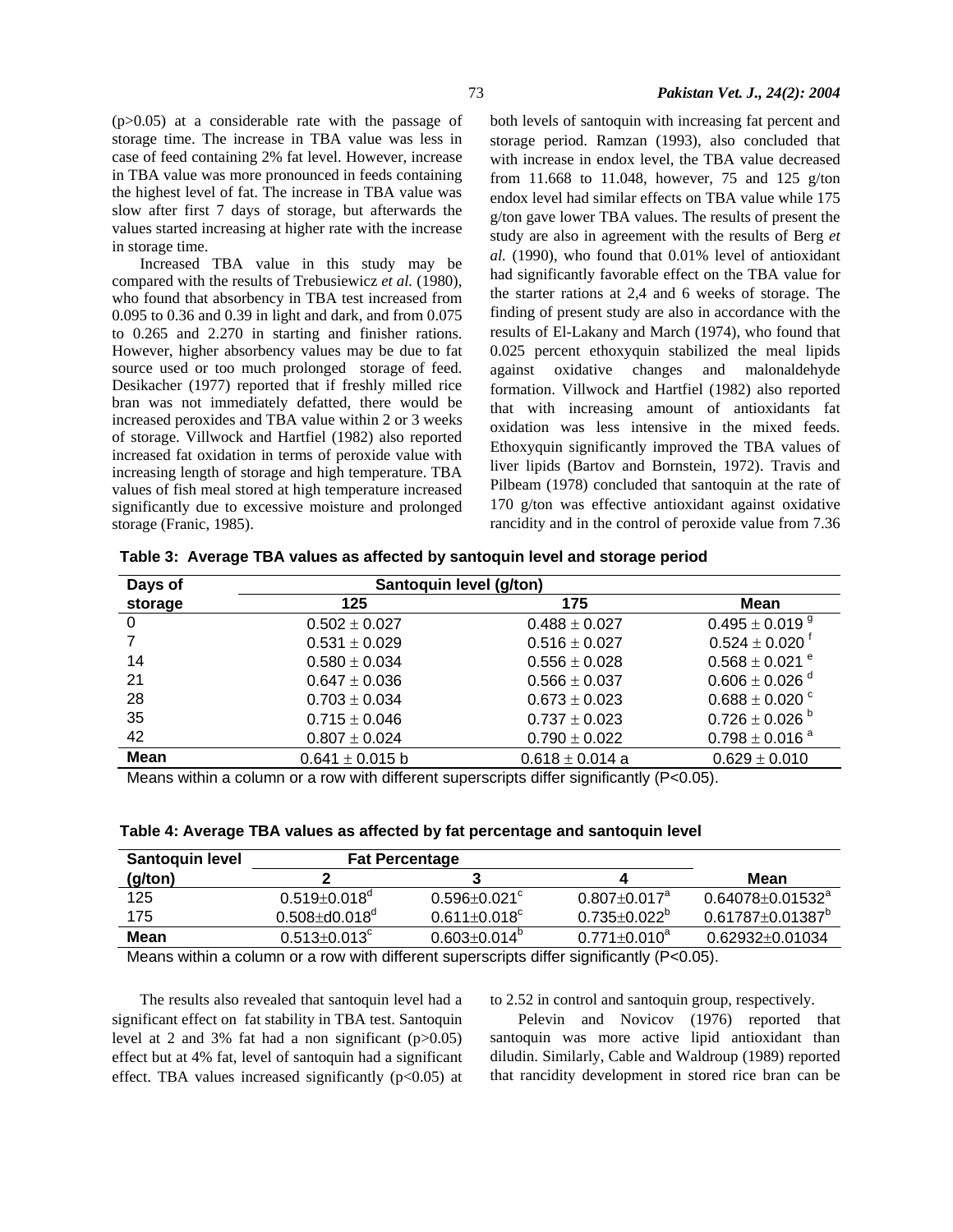(p>0.05) at a considerable rate with the passage of storage time. The increase in TBA value was less in case of feed containing 2% fat level. However, increase in TBA value was more pronounced in feeds containing the highest level of fat. The increase in TBA value was slow after first 7 days of storage, but afterwards the values started increasing at higher rate with the increase in storage time.

Increased TBA value in this study may be compared with the results of Trebusiewicz *et al.* (1980), who found that absorbency in TBA test increased from 0.095 to 0.36 and 0.39 in light and dark, and from 0.075 to 0.265 and 2.270 in starting and finisher rations. However, higher absorbency values may be due to fat source used or too much prolonged storage of feed. Desikacher (1977) reported that if freshly milled rice bran was not immediately defatted, there would be increased peroxides and TBA value within 2 or 3 weeks of storage. Villwock and Hartfiel (1982) also reported increased fat oxidation in terms of peroxide value with increasing length of storage and high temperature. TBA values of fish meal stored at high temperature increased significantly due to excessive moisture and prolonged storage (Franic, 1985).

both levels of santoquin with increasing fat percent and storage period. Ramzan (1993), also concluded that with increase in endox level, the TBA value decreased from 11.668 to 11.048, however, 75 and 125 g/ton endox level had similar effects on TBA value while 175 g/ton gave lower TBA values. The results of present the study are also in agreement with the results of Berg *et al.* (1990), who found that 0.01% level of antioxidant had significantly favorable effect on the TBA value for the starter rations at 2,4 and 6 weeks of storage. The finding of present study are also in accordance with the results of El-Lakany and March (1974), who found that 0.025 percent ethoxyquin stabilized the meal lipids against oxidative changes and malonaldehyde formation. Villwock and Hartfiel (1982) also reported that with increasing amount of antioxidants fat oxidation was less intensive in the mixed feeds. Ethoxyquin significantly improved the TBA values of liver lipids (Bartov and Bornstein, 1972). Travis and Pilbeam (1978) concluded that santoquin at the rate of 170 g/ton was effective antioxidant against oxidative rancidity and in the control of peroxide value from 7.36 to 2.52 in control and santoquin group, respectively.

**Table 3: Average TBA values as affected by santoquin level and storage period**

| Days of storage | Santoquin level (g/ton) 125 | 175 | Mean |
|---|---|---|---|
| 0 | 0.502 ± 0.027 | 0.488 ± 0.027 | 0.495 ± 0.019 $^{g}$ |
| 7 | 0.531 ± 0.029 | 0.516 ± 0.027 | 0.524 ± 0.020 $^{f}$ |
| 14 | 0.580 ± 0.034 | 0.556 ± 0.028 | 0.568 ± 0.021 $^{e}$ |
| 21 | 0.647 ± 0.036 | 0.566 ± 0.037 | 0.606 ± 0.026 $^{d}$ |
| 28 | 0.703 ± 0.034 | 0.673 ± 0.023 | 0.688 ± 0.020 $^{c}$ |
| 35 | 0.715 ± 0.046 | 0.737 ± 0.023 | 0.726 ± 0.026 $^{b}$ |
| 42 | 0.807 ± 0.024 | 0.790 ± 0.022 | 0.798 ± 0.016 $^{a}$ |
| **Mean** | 0.641 ± 0.015 b | 0.618 ± 0.014 a | 0.629 ± 0.010 |

Means within a column or a row with different superscripts differ significantly (P<0.05).

**Table 4: Average TBA values as affected by fat percentage and santoquin level**

| Santoquin level (g/ton) | Fat Percentage 2 | 3 | 4 | Mean |
|---|---|---|---|---|
| 125 | 0.519±0.018$^{d}$ | 0.596±0.021$^{c}$ | 0.807±0.017$^{a}$ | 0.64078±0.01532$^{a}$ |
| 175 | 0.508±d0.018$^{d}$ | 0.611±0.018$^{c}$ | 0.735±0.022$^{b}$ | 0.61787±0.01387$^{b}$ |
| **Mean** | 0.513±0.013$^{c}$ | 0.603±0.014$^{b}$ | 0.771±0.010$^{a}$ | 0.62932±0.01034 |

Means within a column or a row with different superscripts differ significantly (P<0.05).

The results also revealed that santoquin level had a significant effect on fat stability in TBA test. Santoquin level at 2 and 3% fat had a non significant (p>0.05) effect but at 4% fat, level of santoquin had a significant effect. TBA values increased significantly (p<0.05) at

Pelevin and Novicov (1976) reported that santoquin was more active lipid antioxidant than diludin. Similarly, Cable and Waldroup (1989) reported that rancidity development in stored rice bran can be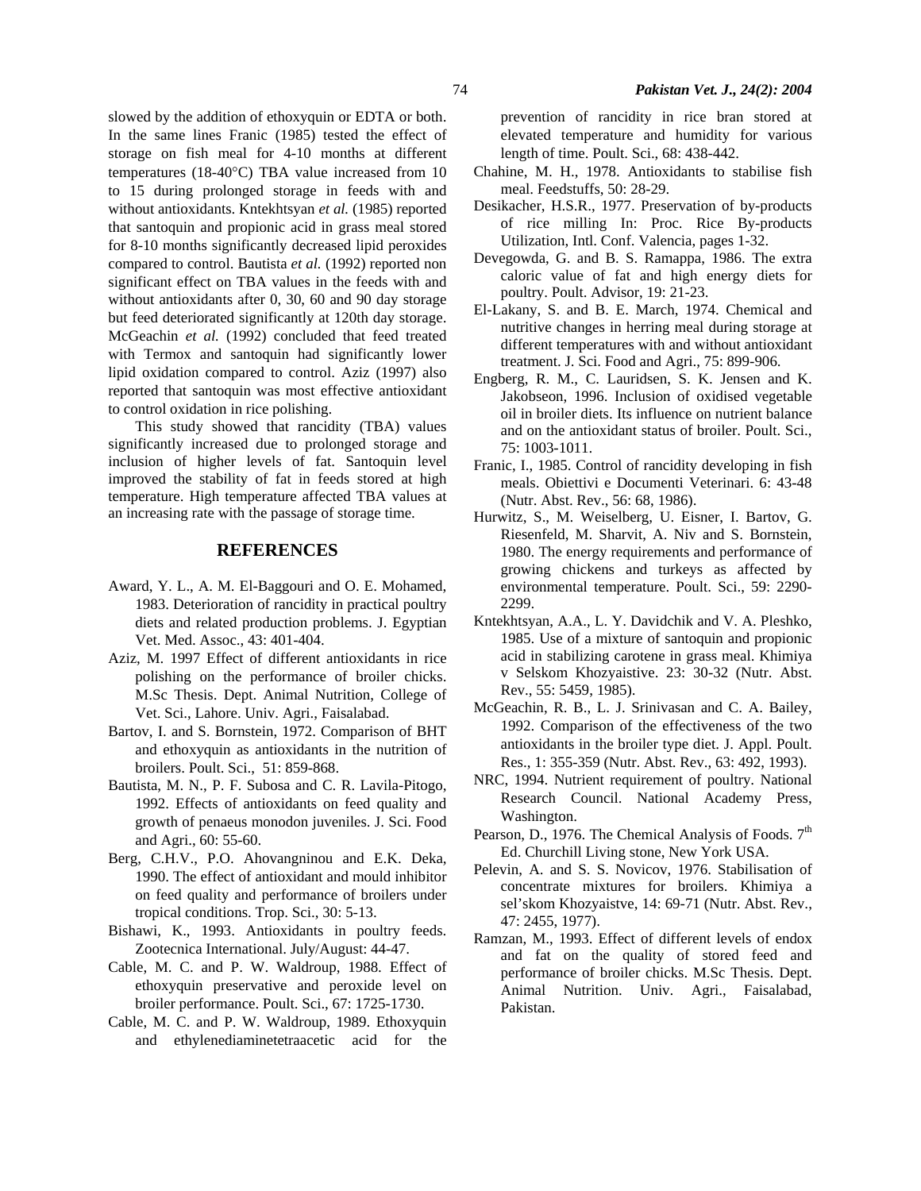slowed by the addition of ethoxyquin or EDTA or both. In the same lines Franic (1985) tested the effect of storage on fish meal for 4-10 months at different temperatures (18-40°C) TBA value increased from 10 to 15 during prolonged storage in feeds with and without antioxidants. Kntekhtsyan *et al.* (1985) reported that santoquin and propionic acid in grass meal stored for 8-10 months significantly decreased lipid peroxides compared to control. Bautista *et al.* (1992) reported non significant effect on TBA values in the feeds with and without antioxidants after 0, 30, 60 and 90 day storage but feed deteriorated significantly at 120th day storage. McGeachin *et al.* (1992) concluded that feed treated with Termox and santoquin had significantly lower lipid oxidation compared to control. Aziz (1997) also reported that santoquin was most effective antioxidant to control oxidation in rice polishing.

This study showed that rancidity (TBA) values significantly increased due to prolonged storage and inclusion of higher levels of fat. Santoquin level improved the stability of fat in feeds stored at high temperature. High temperature affected TBA values at an increasing rate with the passage of storage time.

## REFERENCES

Award, Y. L., A. M. El-Baggouri and O. E. Mohamed, 1983. Deterioration of rancidity in practical poultry diets and related production problems. J. Egyptian Vet. Med. Assoc., 43: 401-404.

Aziz, M. 1997 Effect of different antioxidants in rice polishing on the performance of broiler chicks. M.Sc Thesis. Dept. Animal Nutrition, College of Vet. Sci., Lahore. Univ. Agri., Faisalabad.

Bartov, I. and S. Bornstein, 1972. Comparison of BHT and ethoxyquin as antioxidants in the nutrition of broilers. Poult. Sci., 51: 859-868.

Bautista, M. N., P. F. Subosa and C. R. Lavila-Pitogo, 1992. Effects of antioxidants on feed quality and growth of penaeus monodon juveniles. J. Sci. Food and Agri., 60: 55-60.

Berg, C.H.V., P.O. Ahovangninou and E.K. Deka, 1990. The effect of antioxidant and mould inhibitor on feed quality and performance of broilers under tropical conditions. Trop. Sci., 30: 5-13.

Bishawi, K., 1993. Antioxidants in poultry feeds. Zootecnica International. July/August: 44-47.

Cable, M. C. and P. W. Waldroup, 1988. Effect of ethoxyquin preservative and peroxide level on broiler performance. Poult. Sci., 67: 1725-1730.

Cable, M. C. and P. W. Waldroup, 1989. Ethoxyquin and ethylenediaminetetraacetic acid for the prevention of rancidity in rice bran stored at elevated temperature and humidity for various length of time. Poult. Sci., 68: 438-442.

Chahine, M. H., 1978. Antioxidants to stabilise fish meal. Feedstuffs, 50: 28-29.

Desikacher, H.S.R., 1977. Preservation of by-products of rice milling In: Proc. Rice By-products Utilization, Intl. Conf. Valencia, pages 1-32.

Devegowda, G. and B. S. Ramappa, 1986. The extra caloric value of fat and high energy diets for poultry. Poult. Advisor, 19: 21-23.

El-Lakany, S. and B. E. March, 1974. Chemical and nutritive changes in herring meal during storage at different temperatures with and without antioxidant treatment. J. Sci. Food and Agri., 75: 899-906.

Engberg, R. M., C. Lauridsen, S. K. Jensen and K. Jakobseon, 1996. Inclusion of oxidised vegetable oil in broiler diets. Its influence on nutrient balance and on the antioxidant status of broiler. Poult. Sci., 75: 1003-1011.

Franic, I., 1985. Control of rancidity developing in fish meals. Obiettivi e Documenti Veterinari. 6: 43-48 (Nutr. Abst. Rev., 56: 68, 1986).

Hurwitz, S., M. Weiselberg, U. Eisner, I. Bartov, G. Riesenfeld, M. Sharvit, A. Niv and S. Bornstein, 1980. The energy requirements and performance of growing chickens and turkeys as affected by environmental temperature. Poult. Sci., 59: 2290-2299.

Kntekhtsyan, A.A., L. Y. Davidchik and V. A. Pleshko, 1985. Use of a mixture of santoquin and propionic acid in stabilizing carotene in grass meal. Khimiya v Selskom Khozyaistive. 23: 30-32 (Nutr. Abst. Rev., 55: 5459, 1985).

McGeachin, R. B., L. J. Srinivasan and C. A. Bailey, 1992. Comparison of the effectiveness of the two antioxidants in the broiler type diet. J. Appl. Poult. Res., 1: 355-359 (Nutr. Abst. Rev., 63: 492, 1993).

NRC, 1994. Nutrient requirement of poultry. National Research Council. National Academy Press, Washington.

Pearson, D., 1976. The Chemical Analysis of Foods. 7th Ed. Churchill Living stone, New York USA.

Pelevin, A. and S. S. Novicov, 1976. Stabilisation of concentrate mixtures for broilers. Khimiya a sel'skom Khozyaistve, 14: 69-71 (Nutr. Abst. Rev., 47: 2455, 1977).

Ramzan, M., 1993. Effect of different levels of endox and fat on the quality of stored feed and performance of broiler chicks. M.Sc Thesis. Dept. Animal Nutrition. Univ. Agri., Faisalabad, Pakistan.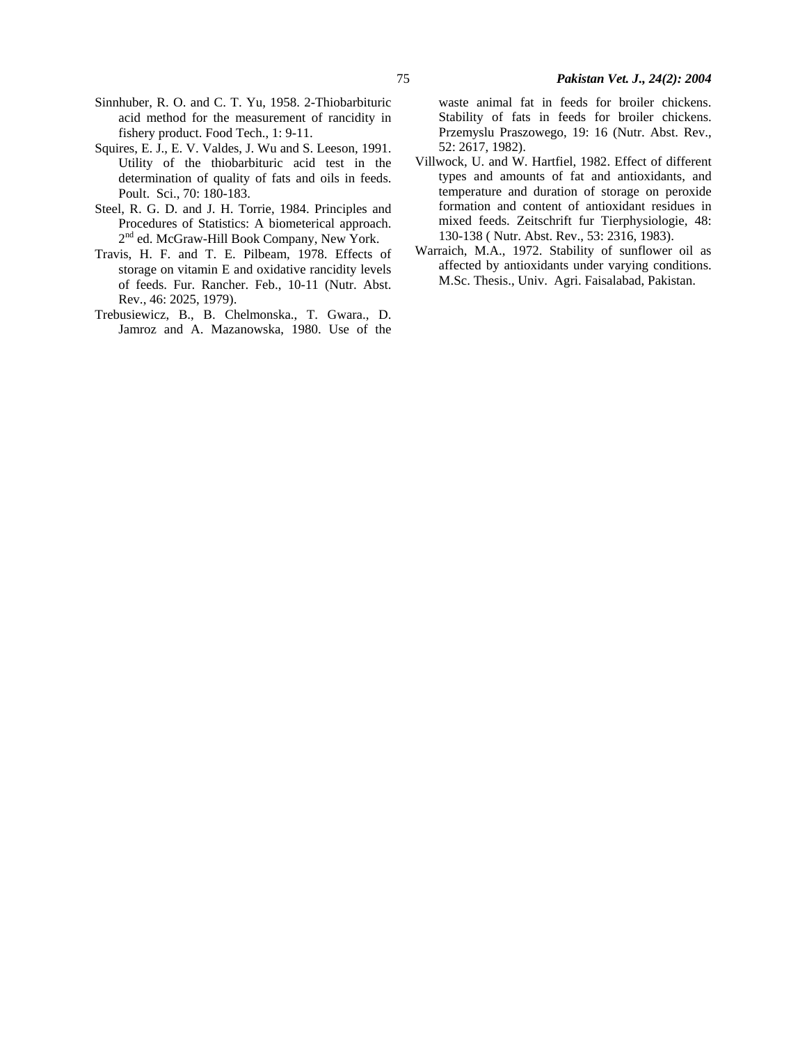Sinnhuber, R. O. and C. T. Yu, 1958. 2-Thiobarbituric acid method for the measurement of rancidity in fishery product. Food Tech., 1: 9-11.

Squires, E. J., E. V. Valdes, J. Wu and S. Leeson, 1991. Utility of the thiobarbituric acid test in the determination of quality of fats and oils in feeds. Poult. Sci., 70: 180-183.

Steel, R. G. D. and J. H. Torrie, 1984. Principles and Procedures of Statistics: A biometerical approach. 2nd ed. McGraw-Hill Book Company, New York.

Travis, H. F. and T. E. Pilbeam, 1978. Effects of storage on vitamin E and oxidative rancidity levels of feeds. Fur. Rancher. Feb., 10-11 (Nutr. Abst. Rev., 46: 2025, 1979).

Trebusiewicz, B., B. Chelmonska., T. Gwara., D. Jamroz and A. Mazanowska, 1980. Use of the waste animal fat in feeds for broiler chickens. Stability of fats in feeds for broiler chickens. Przemyslu Praszowego, 19: 16 (Nutr. Abst. Rev., 52: 2617, 1982).

Villwock, U. and W. Hartfiel, 1982. Effect of different types and amounts of fat and antioxidants, and temperature and duration of storage on peroxide formation and content of antioxidant residues in mixed feeds. Zeitschrift fur Tierphysiologie, 48: 130-138 ( Nutr. Abst. Rev., 53: 2316, 1983).

Warraich, M.A., 1972. Stability of sunflower oil as affected by antioxidants under varying conditions. M.Sc. Thesis., Univ. Agri. Faisalabad, Pakistan.